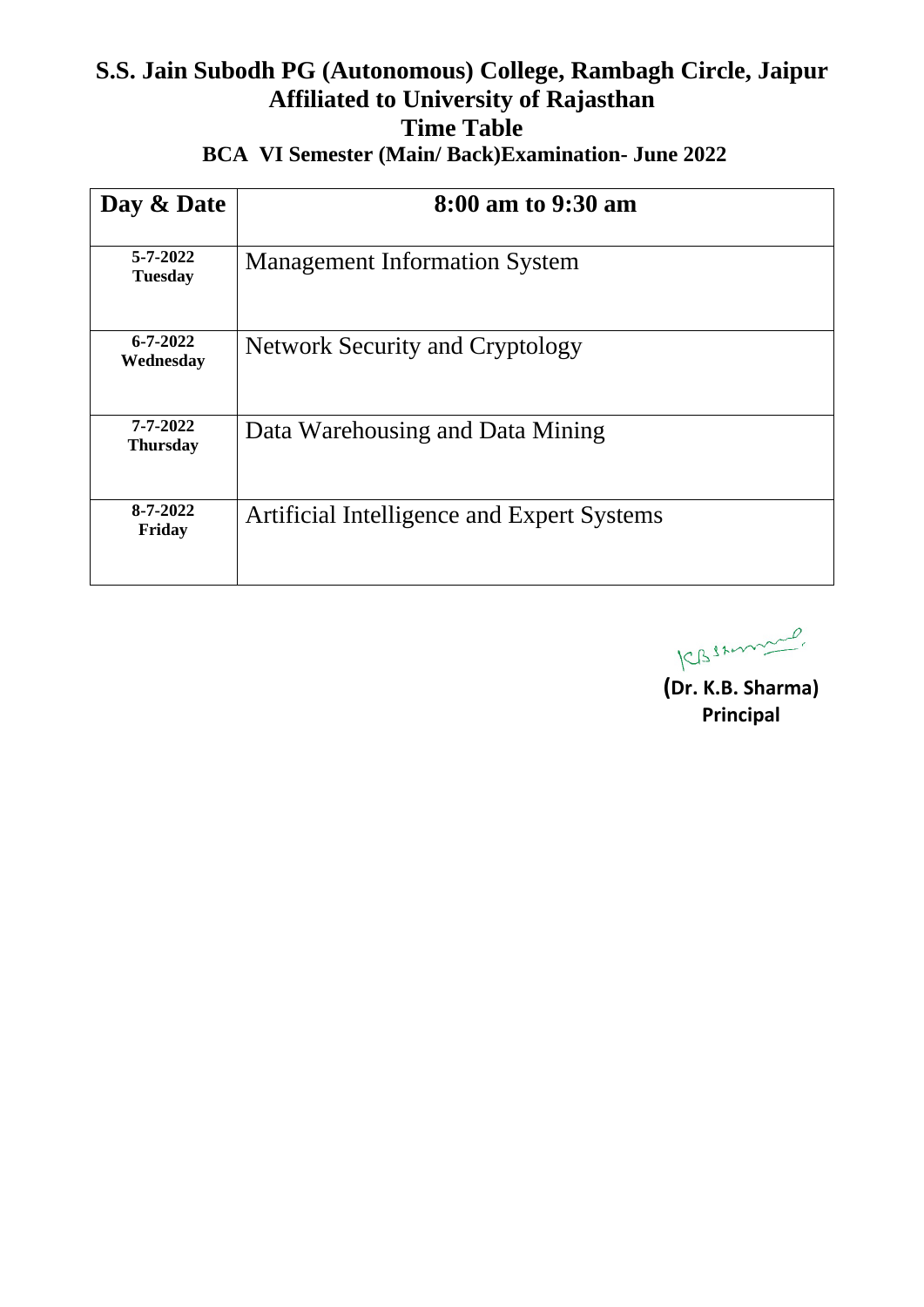# S.S. Jain Subodh PG (Autonomous) College, Rambagh Circle, Jaipur

## Affiliated to University of Rajasthan

## Time Table

### BCA VI Semester (Main/ Back)Examination- June 2022

| Day & Date | 8:00 am to 9:30 am |
|---|---|
| 5-7-2022 Tuesday | Management Information System |
| 6-7-2022 Wednesday | Network Security and Cryptology |
| 7-7-2022 Thursday | Data Warehousing and Data Mining |
| 8-7-2022 Friday | Artificial Intelligence and Expert Systems |

KB Sharma

**(Dr. K.B. Sharma)**
**Principal**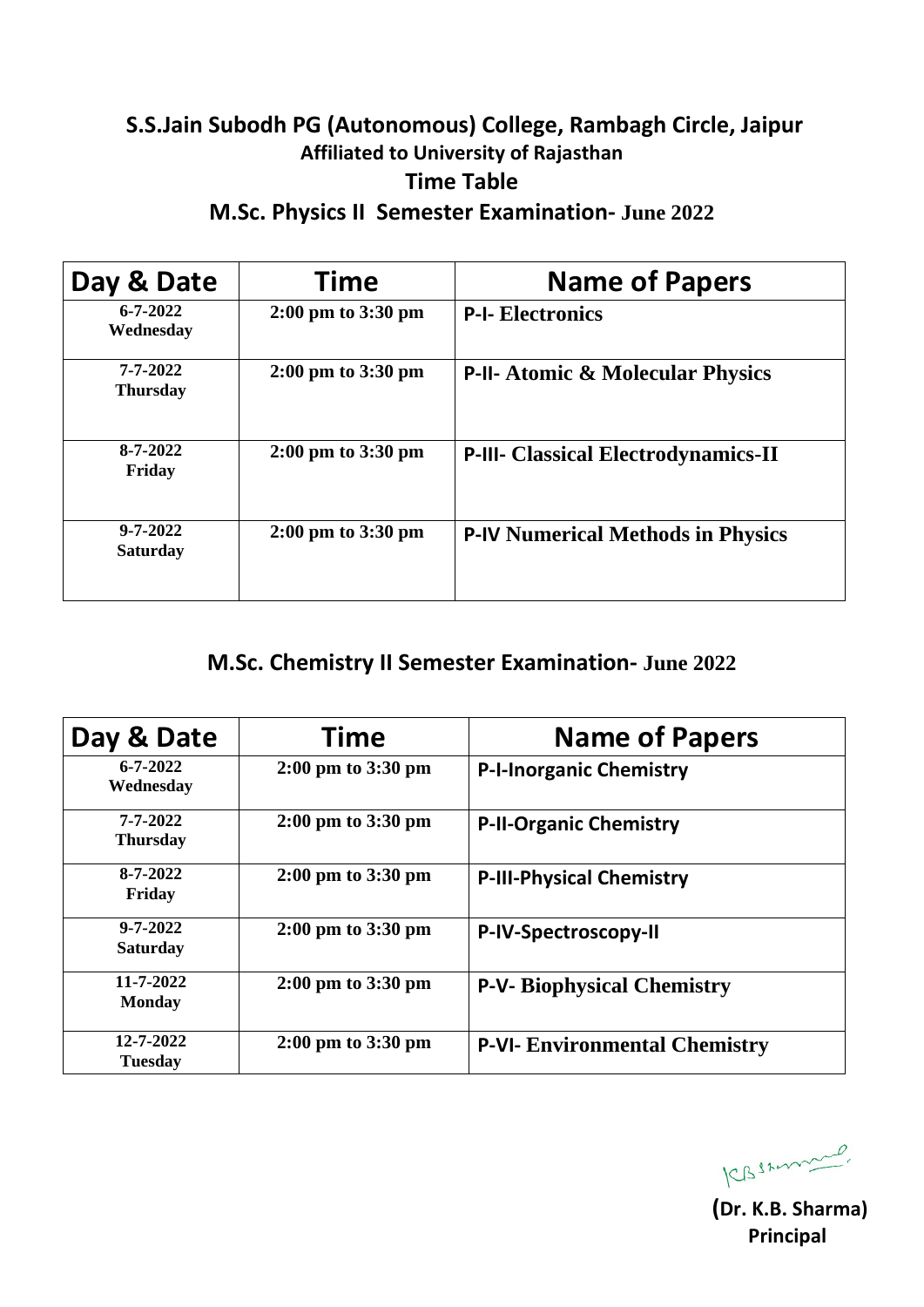## S.S.Jain Subodh PG (Autonomous) College, Rambagh Circle, Jaipur

### Affiliated to University of Rajasthan

### Time Table

### M.Sc. Physics II Semester Examination- June 2022

| Day & Date | Time | Name of Papers |
|---|---|---|
| 6-7-2022 Wednesday | 2:00 pm to 3:30 pm | P-I- Electronics |
| 7-7-2022 Thursday | 2:00 pm to 3:30 pm | P-II- Atomic & Molecular Physics |
| 8-7-2022 Friday | 2:00 pm to 3:30 pm | P-III- Classical Electrodynamics-II |
| 9-7-2022 Saturday | 2:00 pm to 3:30 pm | P-IV Numerical Methods in Physics |

### M.Sc. Chemistry II Semester Examination- June 2022

| Day & Date | Time | Name of Papers |
|---|---|---|
| 6-7-2022 Wednesday | 2:00 pm to 3:30 pm | P-I-Inorganic Chemistry |
| 7-7-2022 Thursday | 2:00 pm to 3:30 pm | P-II-Organic Chemistry |
| 8-7-2022 Friday | 2:00 pm to 3:30 pm | P-III-Physical Chemistry |
| 9-7-2022 Saturday | 2:00 pm to 3:30 pm | P-IV-Spectroscopy-II |
| 11-7-2022 Monday | 2:00 pm to 3:30 pm | P-V- Biophysical Chemistry |
| 12-7-2022 Tuesday | 2:00 pm to 3:30 pm | P-VI- Environmental Chemistry |

KBSharma

**(Dr. K.B. Sharma)**
**Principal**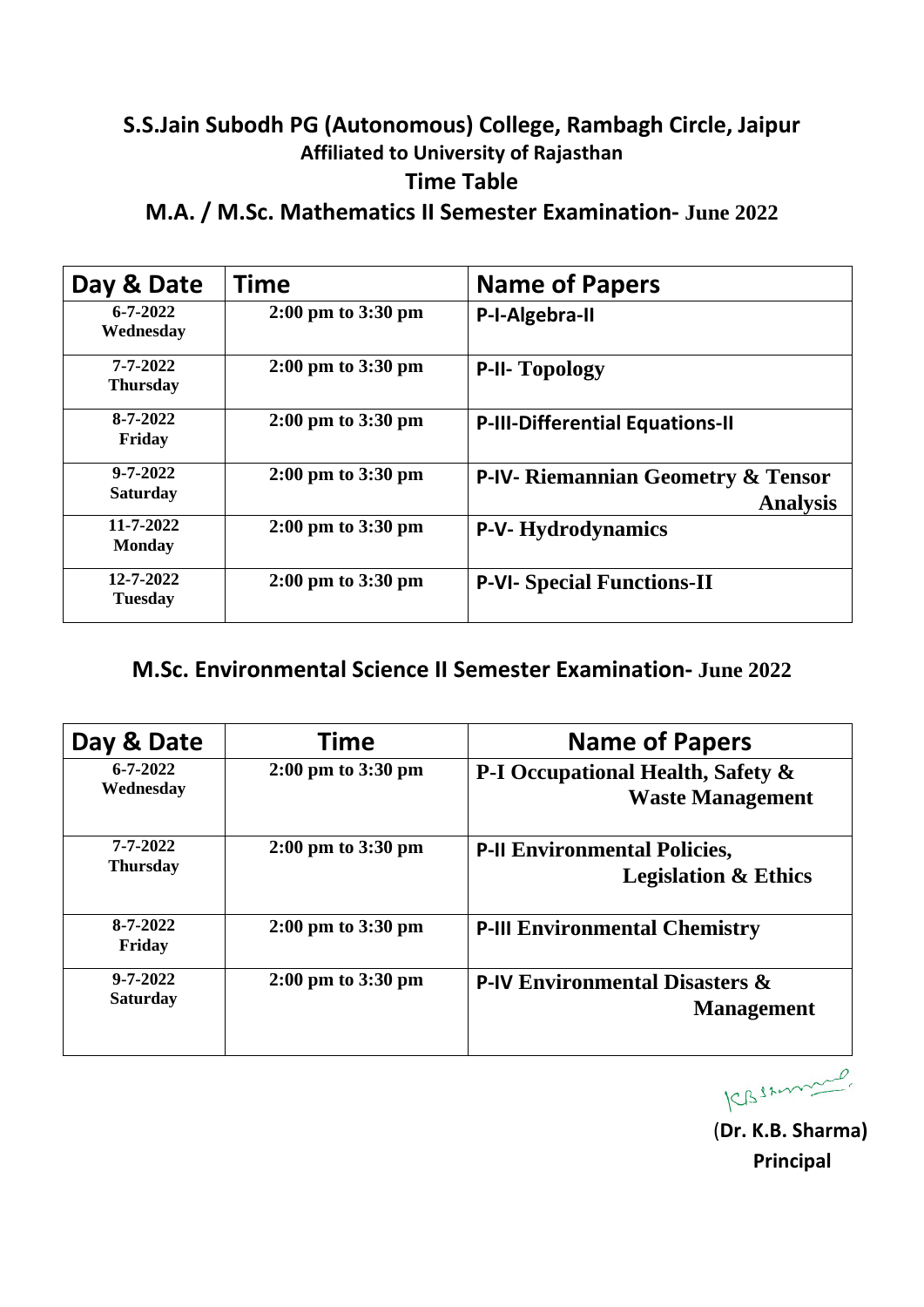# S.S.Jain Subodh PG (Autonomous) College, Rambagh Circle, Jaipur

**Affiliated to University of Rajasthan**

## Time Table

## M.A. / M.Sc. Mathematics II Semester Examination- June 2022

| Day & Date | Time | Name of Papers |
|---|---|---|
| 6-7-2022 Wednesday | 2:00 pm to 3:30 pm | P-I-Algebra-II |
| 7-7-2022 Thursday | 2:00 pm to 3:30 pm | P-II- Topology |
| 8-7-2022 Friday | 2:00 pm to 3:30 pm | P-III-Differential Equations-II |
| 9-7-2022 Saturday | 2:00 pm to 3:30 pm | P-IV- Riemannian Geometry & Tensor Analysis |
| 11-7-2022 Monday | 2:00 pm to 3:30 pm | P-V- Hydrodynamics |
| 12-7-2022 Tuesday | 2:00 pm to 3:30 pm | P-VI- Special Functions-II |

## M.Sc. Environmental Science II Semester Examination- June 2022

| Day & Date | Time | Name of Papers |
|---|---|---|
| 6-7-2022 Wednesday | 2:00 pm to 3:30 pm | P-I Occupational Health, Safety & Waste Management |
| 7-7-2022 Thursday | 2:00 pm to 3:30 pm | P-II Environmental Policies, Legislation & Ethics |
| 8-7-2022 Friday | 2:00 pm to 3:30 pm | P-III Environmental Chemistry |
| 9-7-2022 Saturday | 2:00 pm to 3:30 pm | P-IV Environmental Disasters & Management |

(**Dr. K.B. Sharma)**

**Principal**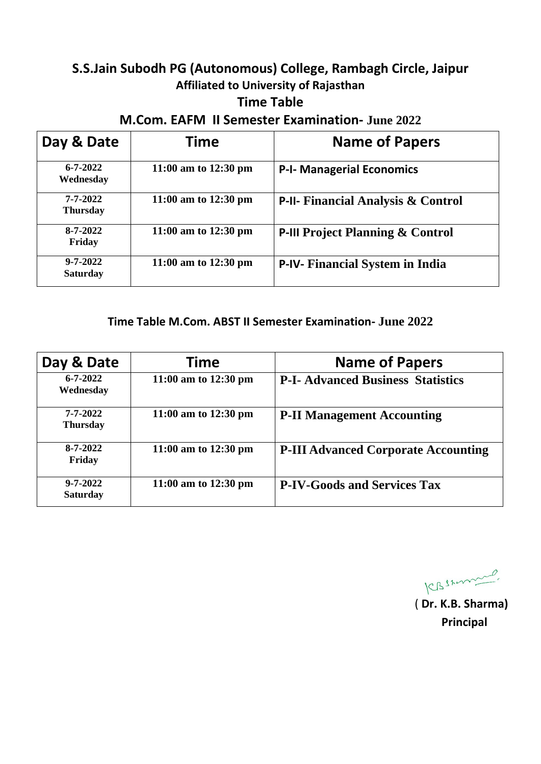# S.S.Jain Subodh PG (Autonomous) College, Rambagh Circle, Jaipur

**Affiliated to University of Rajasthan**

## Time Table

## M.Com. EAFM II Semester Examination- June 2022

| Day & Date | Time | Name of Papers |
|---|---|---|
| 6-7-2022 Wednesday | 11:00 am to 12:30 pm | P-I- Managerial Economics |
| 7-7-2022 Thursday | 11:00 am to 12:30 pm | P-II- Financial Analysis & Control |
| 8-7-2022 Friday | 11:00 am to 12:30 pm | P-III Project Planning & Control |
| 9-7-2022 Saturday | 11:00 am to 12:30 pm | P-IV- Financial System in India |

### Time Table M.Com. ABST II Semester Examination- June 2022

| Day & Date | Time | Name of Papers |
|---|---|---|
| 6-7-2022 Wednesday | 11:00 am to 12:30 pm | P-I- Advanced Business Statistics |
| 7-7-2022 Thursday | 11:00 am to 12:30 pm | P-II Management Accounting |
| 8-7-2022 Friday | 11:00 am to 12:30 pm | P-III Advanced Corporate Accounting |
| 9-7-2022 Saturday | 11:00 am to 12:30 pm | P-IV-Goods and Services Tax |

KBSharma

(**Dr. K.B. Sharma)**

**Principal**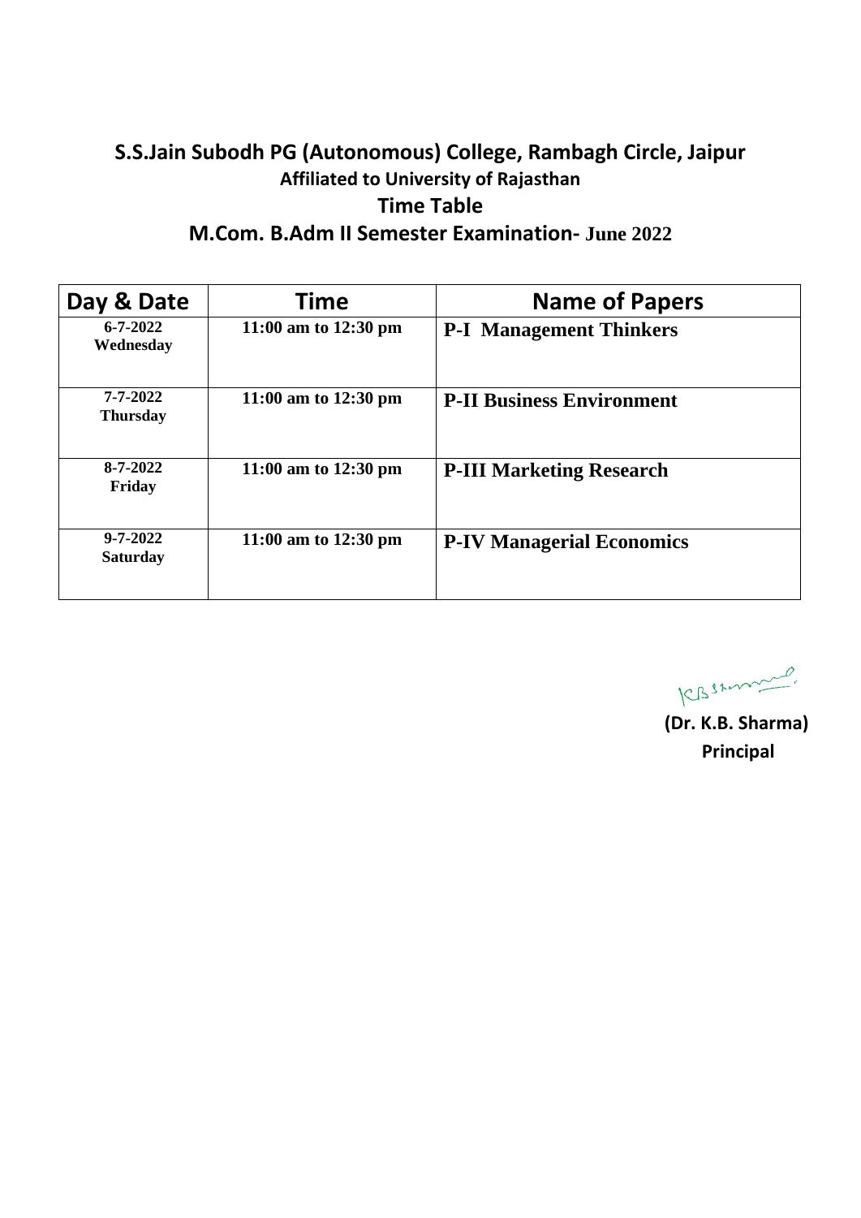# S.S.Jain Subodh PG (Autonomous) College, Rambagh Circle, Jaipur

### Affiliated to University of Rajasthan

## Time Table

## M.Com. B.Adm II Semester Examination- June 2022

| Day & Date | Time | Name of Papers |
|---|---|---|
| 6-7-2022 Wednesday | 11:00 am to 12:30 pm | **P-I Management Thinkers** |
| 7-7-2022 Thursday | 11:00 am to 12:30 pm | **P-II Business Environment** |
| 8-7-2022 Friday | 11:00 am to 12:30 pm | **P-III Marketing Research** |
| 9-7-2022 Saturday | 11:00 am to 12:30 pm | **P-IV Managerial Economics** |

KBSharma

**(Dr. K.B. Sharma)**
**Principal**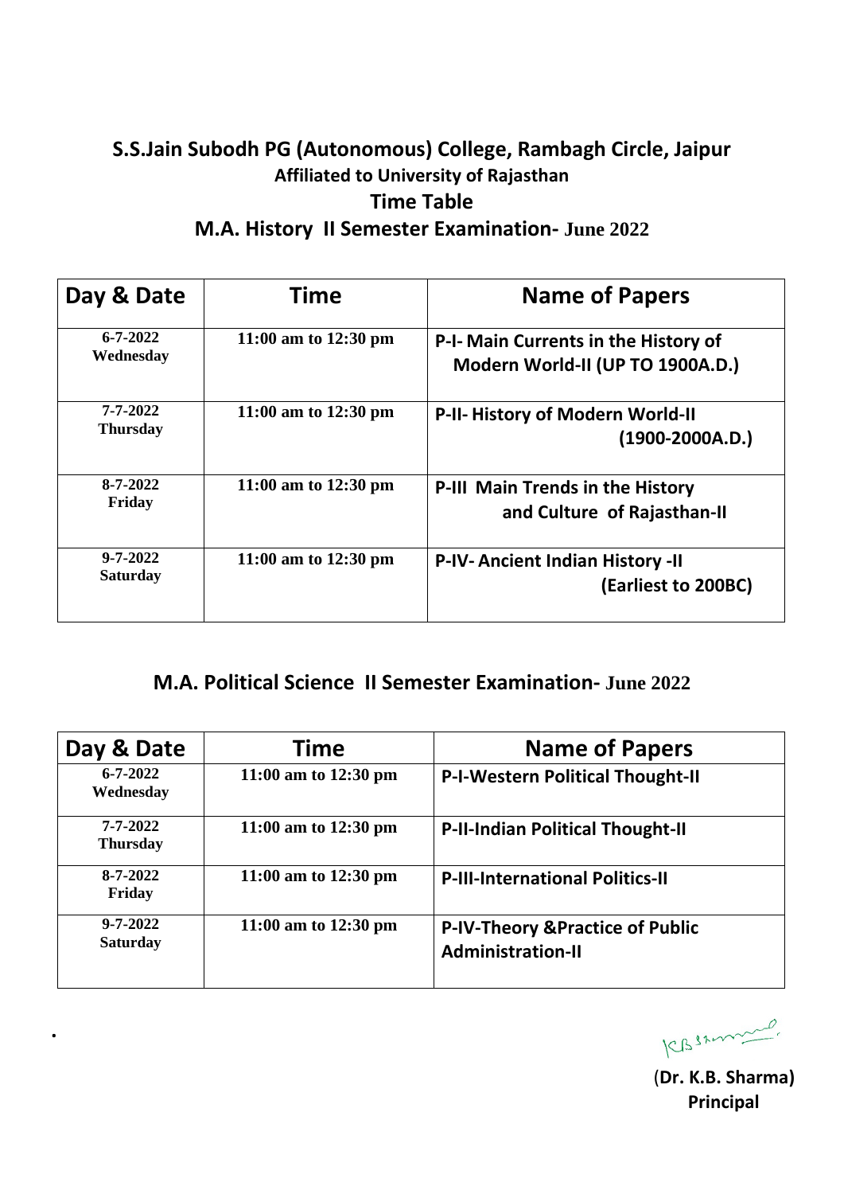## S.S.Jain Subodh PG (Autonomous) College, Rambagh Circle, Jaipur

### Affiliated to University of Rajasthan

### Time Table

### M.A. History II Semester Examination- June 2022

| Day & Date | Time | Name of Papers |
|---|---|---|
| 6-7-2022 Wednesday | 11:00 am to 12:30 pm | P-I- Main Currents in the History of Modern World-II (UP TO 1900A.D.) |
| 7-7-2022 Thursday | 11:00 am to 12:30 pm | P-II- History of Modern World-II (1900-2000A.D.) |
| 8-7-2022 Friday | 11:00 am to 12:30 pm | P-III Main Trends in the History and Culture of Rajasthan-II |
| 9-7-2022 Saturday | 11:00 am to 12:30 pm | P-IV- Ancient Indian History -II (Earliest to 200BC) |

### M.A. Political Science II Semester Examination- June 2022

| Day & Date | Time | Name of Papers |
|---|---|---|
| 6-7-2022 Wednesday | 11:00 am to 12:30 pm | P-I-Western Political Thought-II |
| 7-7-2022 Thursday | 11:00 am to 12:30 pm | P-II-Indian Political Thought-II |
| 8-7-2022 Friday | 11:00 am to 12:30 pm | P-III-International Politics-II |
| 9-7-2022 Saturday | 11:00 am to 12:30 pm | P-IV-Theory &Practice of Public Administration-II |

**(Dr. K.B. Sharma)**
**Principal**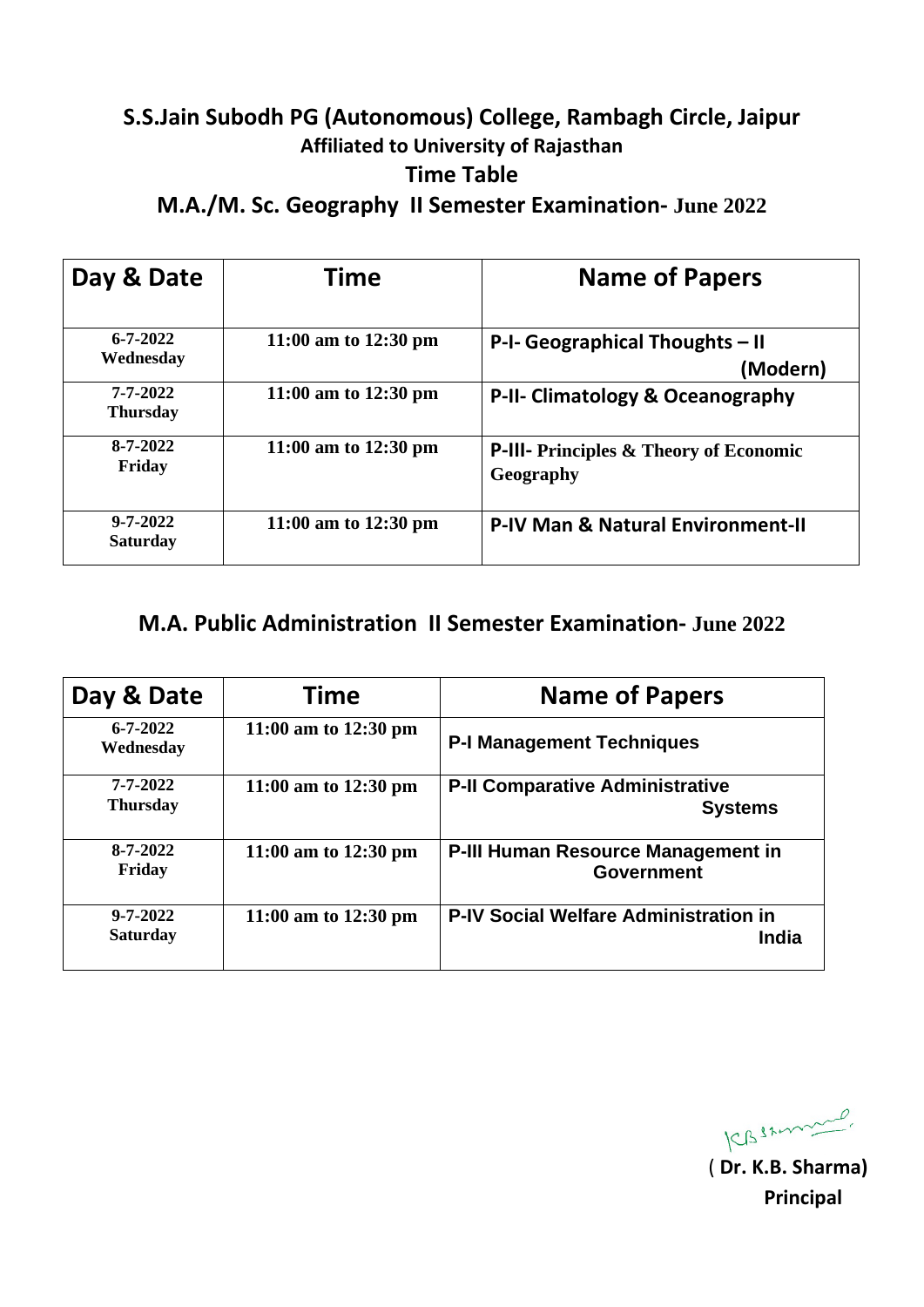## S.S.Jain Subodh PG (Autonomous) College, Rambagh Circle, Jaipur

**Affiliated to University of Rajasthan**

**Time Table**

### M.A./M. Sc. Geography II Semester Examination- June 2022

| Day & Date | Time | Name of Papers |
|---|---|---|
| 6-7-2022 Wednesday | 11:00 am to 12:30 pm | P-I- Geographical Thoughts – II (Modern) |
| 7-7-2022 Thursday | 11:00 am to 12:30 pm | P-II- Climatology & Oceanography |
| 8-7-2022 Friday | 11:00 am to 12:30 pm | P-III- Principles & Theory of Economic Geography |
| 9-7-2022 Saturday | 11:00 am to 12:30 pm | P-IV Man & Natural Environment-II |

### M.A. Public Administration II Semester Examination- June 2022

| Day & Date | Time | Name of Papers |
|---|---|---|
| 6-7-2022 Wednesday | 11:00 am to 12:30 pm | P-I Management Techniques |
| 7-7-2022 Thursday | 11:00 am to 12:30 pm | P-II Comparative Administrative Systems |
| 8-7-2022 Friday | 11:00 am to 12:30 pm | P-III Human Resource Management in Government |
| 9-7-2022 Saturday | 11:00 am to 12:30 pm | P-IV Social Welfare Administration in India |

KBSharma

( **Dr. K.B. Sharma)**

**Principal**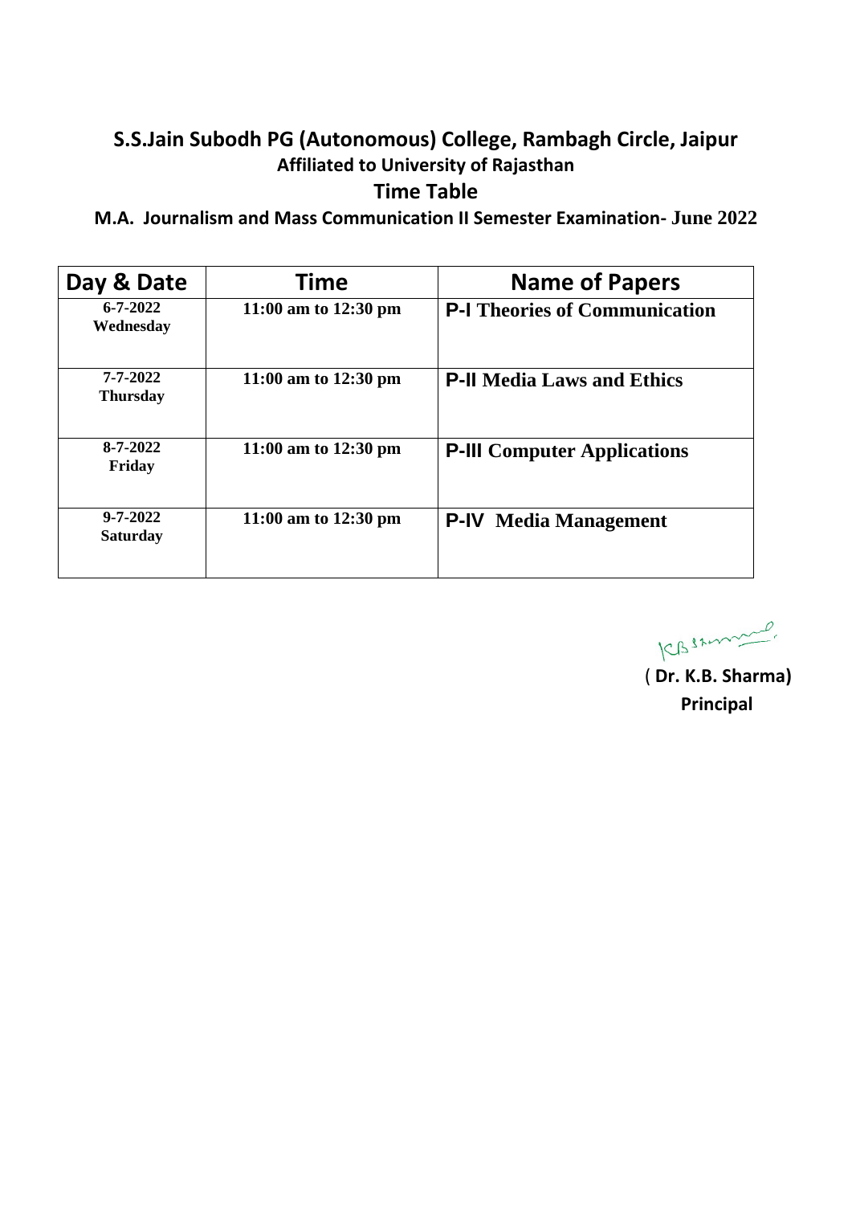# S.S.Jain Subodh PG (Autonomous) College, Rambagh Circle, Jaipur

### Affiliated to University of Rajasthan

## Time Table

### M.A. Journalism and Mass Communication II Semester Examination- June 2022

| Day & Date | Time | Name of Papers |
|---|---|---|
| 6-7-2022 Wednesday | 11:00 am to 12:30 pm | P-I Theories of Communication |
| 7-7-2022 Thursday | 11:00 am to 12:30 pm | P-II Media Laws and Ethics |
| 8-7-2022 Friday | 11:00 am to 12:30 pm | P-III Computer Applications |
| 9-7-2022 Saturday | 11:00 am to 12:30 pm | P-IV Media Management |

KB Sharma

**( Dr. K.B. Sharma)**
**Principal**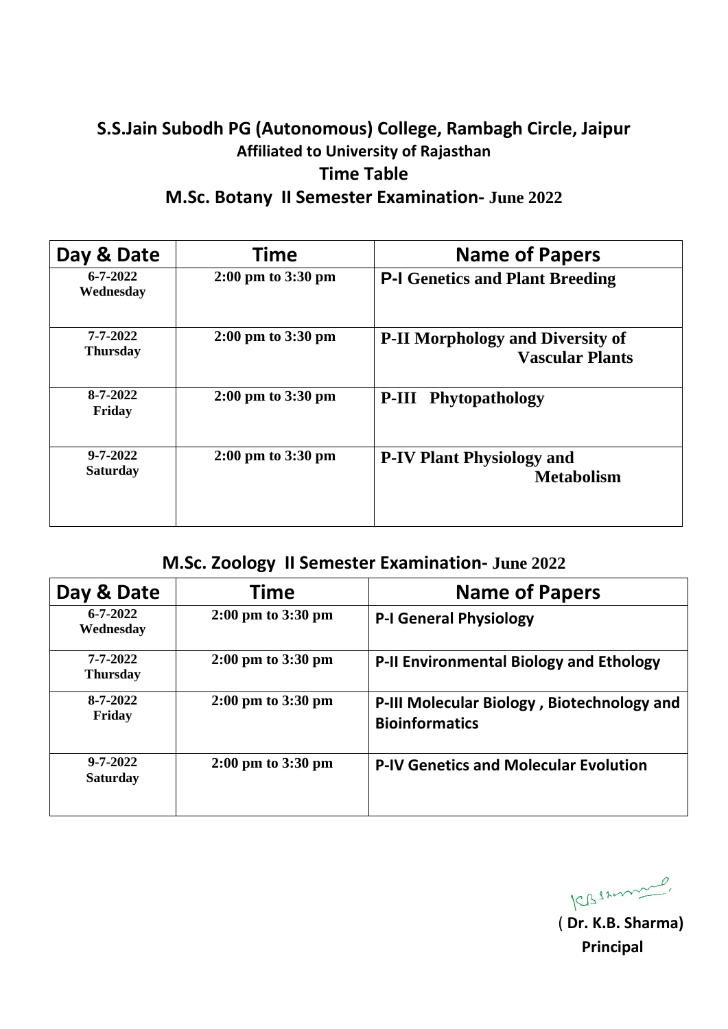# S.S.Jain Subodh PG (Autonomous) College, Rambagh Circle, Jaipur

### Affiliated to University of Rajasthan

## Time Table

## M.Sc. Botany II Semester Examination- June 2022

| Day & Date | Time | Name of Papers |
|---|---|---|
| 6-7-2022 Wednesday | 2:00 pm to 3:30 pm | P-I Genetics and Plant Breeding |
| 7-7-2022 Thursday | 2:00 pm to 3:30 pm | P-II Morphology and Diversity of Vascular Plants |
| 8-7-2022 Friday | 2:00 pm to 3:30 pm | P-III Phytopathology |
| 9-7-2022 Saturday | 2:00 pm to 3:30 pm | P-IV Plant Physiology and Metabolism |

## M.Sc. Zoology II Semester Examination- June 2022

| Day & Date | Time | Name of Papers |
|---|---|---|
| 6-7-2022 Wednesday | 2:00 pm to 3:30 pm | P-I General Physiology |
| 7-7-2022 Thursday | 2:00 pm to 3:30 pm | P-II Environmental Biology and Ethology |
| 8-7-2022 Friday | 2:00 pm to 3:30 pm | P-III Molecular Biology , Biotechnology and Bioinformatics |
| 9-7-2022 Saturday | 2:00 pm to 3:30 pm | P-IV Genetics and Molecular Evolution |

( **Dr. K.B. Sharma)**

**Principal**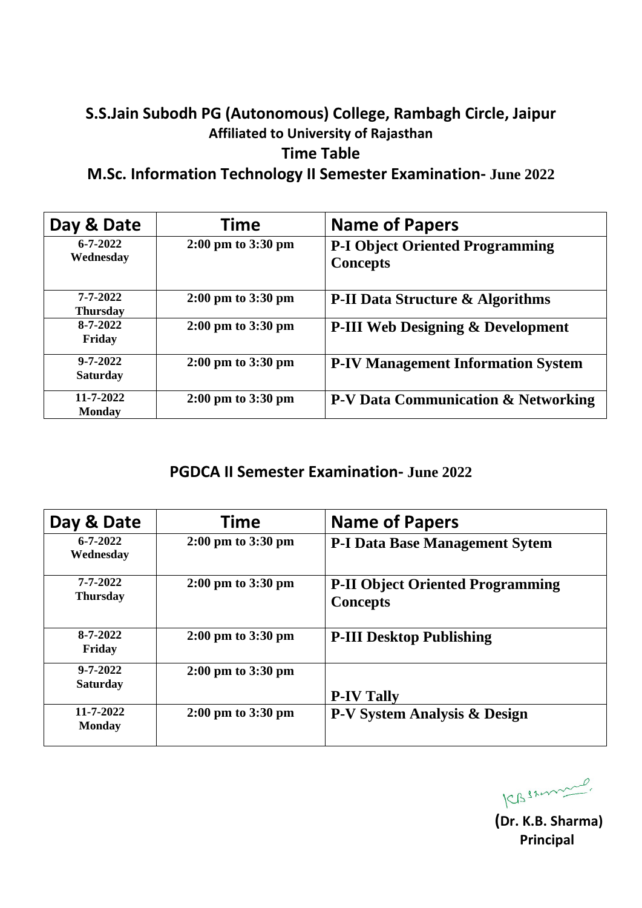## S.S.Jain Subodh PG (Autonomous) College, Rambagh Circle, Jaipur

### Affiliated to University of Rajasthan

### Time Table

### M.Sc. Information Technology II Semester Examination- June 2022

| Day & Date | Time | Name of Papers |
| --- | --- | --- |
| 6-7-2022 Wednesday | 2:00 pm to 3:30 pm | P-I Object Oriented Programming Concepts |
| 7-7-2022 Thursday | 2:00 pm to 3:30 pm | P-II Data Structure & Algorithms |
| 8-7-2022 Friday | 2:00 pm to 3:30 pm | P-III Web Designing & Development |
| 9-7-2022 Saturday | 2:00 pm to 3:30 pm | P-IV Management Information System |
| 11-7-2022 Monday | 2:00 pm to 3:30 pm | P-V Data Communication & Networking |

### PGDCA II Semester Examination- June 2022

| Day & Date | Time | Name of Papers |
| --- | --- | --- |
| 6-7-2022 Wednesday | 2:00 pm to 3:30 pm | P-I Data Base Management Sytem |
| 7-7-2022 Thursday | 2:00 pm to 3:30 pm | P-II Object Oriented Programming Concepts |
| 8-7-2022 Friday | 2:00 pm to 3:30 pm | P-III Desktop Publishing |
| 9-7-2022 Saturday | 2:00 pm to 3:30 pm | P-IV Tally |
| 11-7-2022 Monday | 2:00 pm to 3:30 pm | P-V System Analysis & Design |

**(Dr. K.B. Sharma)**
**Principal**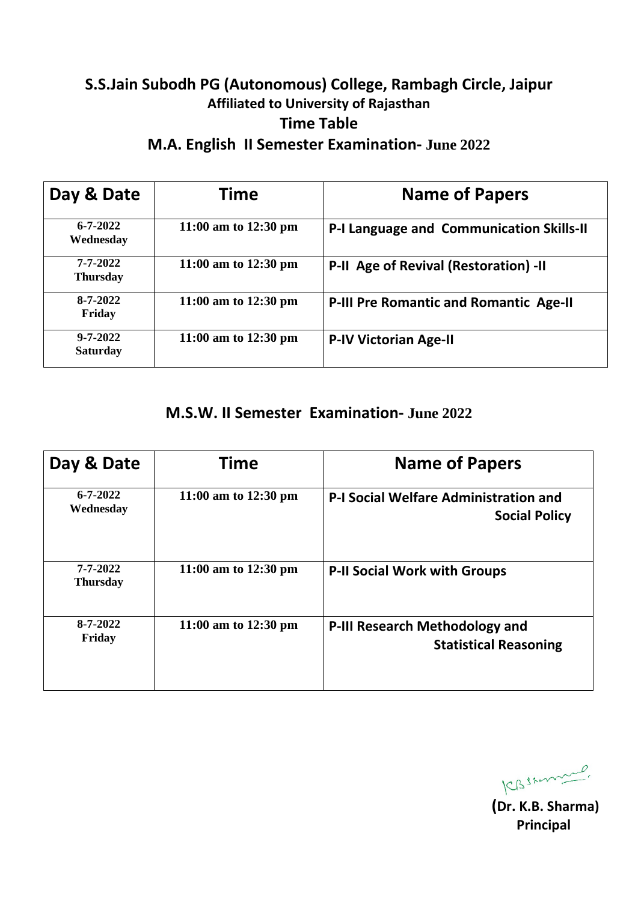## S.S.Jain Subodh PG (Autonomous) College, Rambagh Circle, Jaipur

**Affiliated to University of Rajasthan**

### Time Table

### M.A. English II Semester Examination- June 2022

| Day & Date | Time | Name of Papers |
|---|---|---|
| 6-7-2022 Wednesday | 11:00 am to 12:30 pm | P-I Language and Communication Skills-II |
| 7-7-2022 Thursday | 11:00 am to 12:30 pm | P-II Age of Revival (Restoration) -II |
| 8-7-2022 Friday | 11:00 am to 12:30 pm | P-III Pre Romantic and Romantic Age-II |
| 9-7-2022 Saturday | 11:00 am to 12:30 pm | P-IV Victorian Age-II |

### M.S.W. II Semester Examination- June 2022

| Day & Date | Time | Name of Papers |
|---|---|---|
| 6-7-2022 Wednesday | 11:00 am to 12:30 pm | P-I Social Welfare Administration and Social Policy |
| 7-7-2022 Thursday | 11:00 am to 12:30 pm | P-II Social Work with Groups |
| 8-7-2022 Friday | 11:00 am to 12:30 pm | P-III Research Methodology and Statistical Reasoning |

KBSharma

**(Dr. K.B. Sharma)**
**Principal**